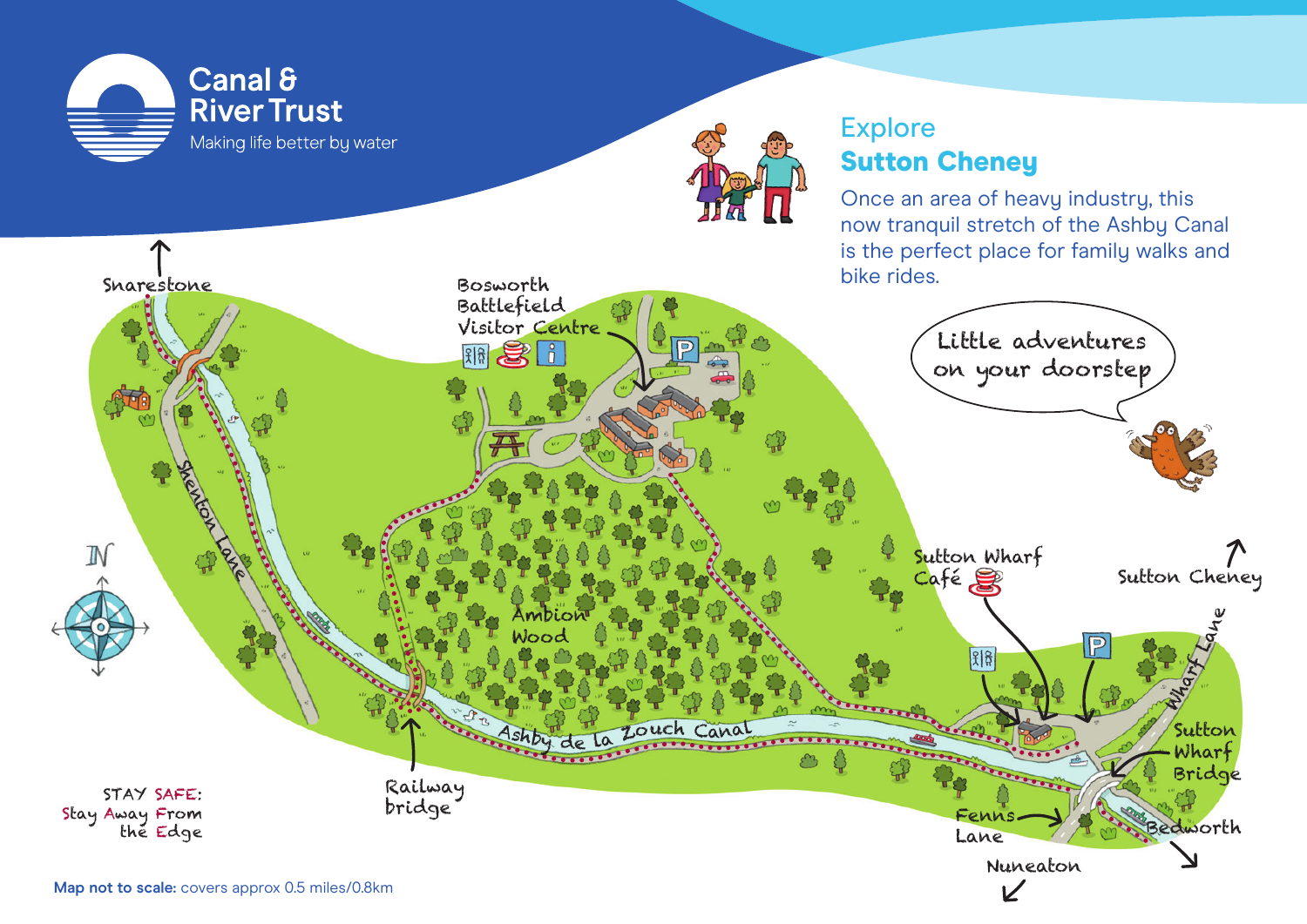Canal & River Trust

Making life better by water

# Explore
# Sutton Cheney

Once an area of heavy industry, this now tranquil stretch of the Ashby Canal is the perfect place for family walks and bike rides.

Little adventures on your doorstep

Snarestone

Bosworth Battlefield Visitor Centre

Shenton Lane

N

Ambion Wood

Ashby de la Zouch Canal

Railway bridge

Sutton Wharf Café

Sutton Cheney

Wharf Lane

Sutton Wharf Bridge

Fenns Lane

Bedworth

Nuneaton

STAY SAFE: Stay Away From the Edge

**Map not to scale:** covers approx 0.5 miles/0.8km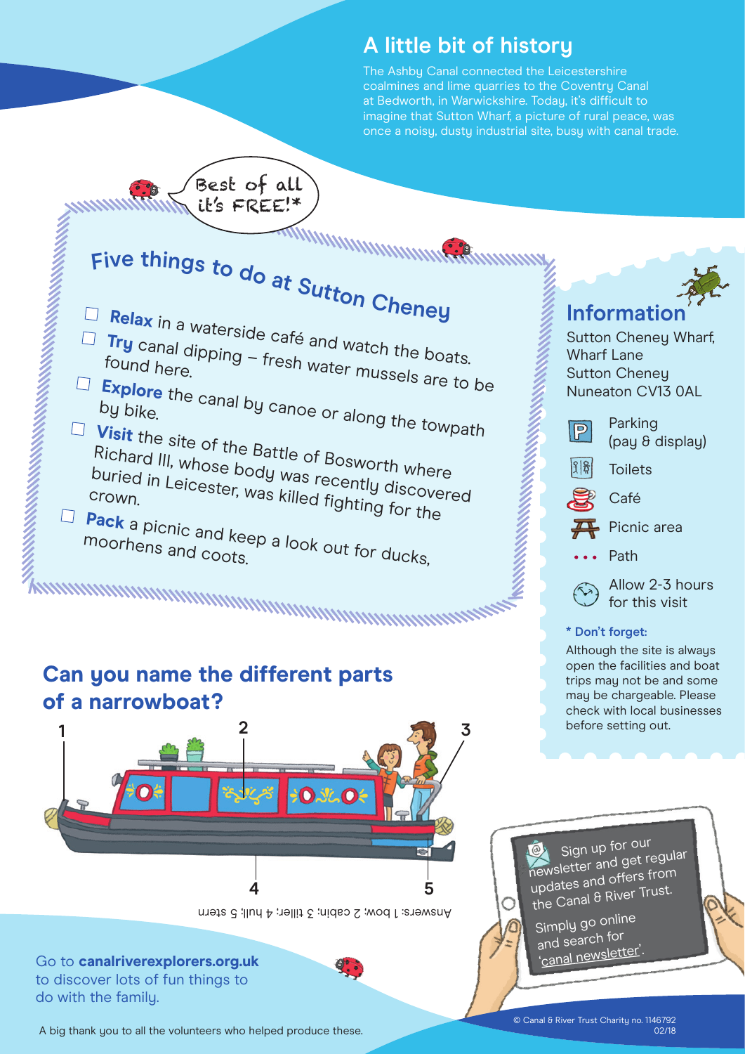## A little bit of history

The Ashby Canal connected the Leicestershire coalmines and lime quarries to the Coventry Canal at Bedworth, in Warwickshire. Today, it's difficult to imagine that Sutton Wharf, a picture of rural peace, was once a noisy, dusty industrial site, busy with canal trade.

Best of all it's FREE!*

## Five things to do at Sutton Cheney

- ☐ **Relax** in a waterside café and watch the boats.
- ☐ **Try** canal dipping – fresh water mussels are to be found here.
- ☐ **Explore** the canal by canoe or along the towpath by bike.
- ☐ **Visit** the site of the Battle of Bosworth where Richard III, whose body was recently discovered buried in Leicester, was killed fighting for the crown.
- ☐ **Pack** a picnic and keep a look out for ducks, moorhens and coots.

## Information

Sutton Cheney Wharf,
Wharf Lane
Sutton Cheney
Nuneaton CV13 0AL

- Parking (pay & display)
- Toilets
- Café
- Picnic area
- Path
- Allow 2-3 hours for this visit

**\* Don't forget:**

Although the site is always open the facilities and boat trips may not be and some may be chargeable. Please check with local businesses before setting out.

## Can you name the different parts of a narrowboat?

1 2 3 4 5

Answers: 1 bow; 2 cabin; 3 tiller; 4 hull; 5 stern

Sign up for our newsletter and get regular updates and offers from the Canal & River Trust.

Simply go online and search for 'canal newsletter'.

Go to **canalriverexplorers.org.uk** to discover lots of fun things to do with the family.

A big thank you to all the volunteers who helped produce these.

© Canal & River Trust Charity no. 1146792
02/18